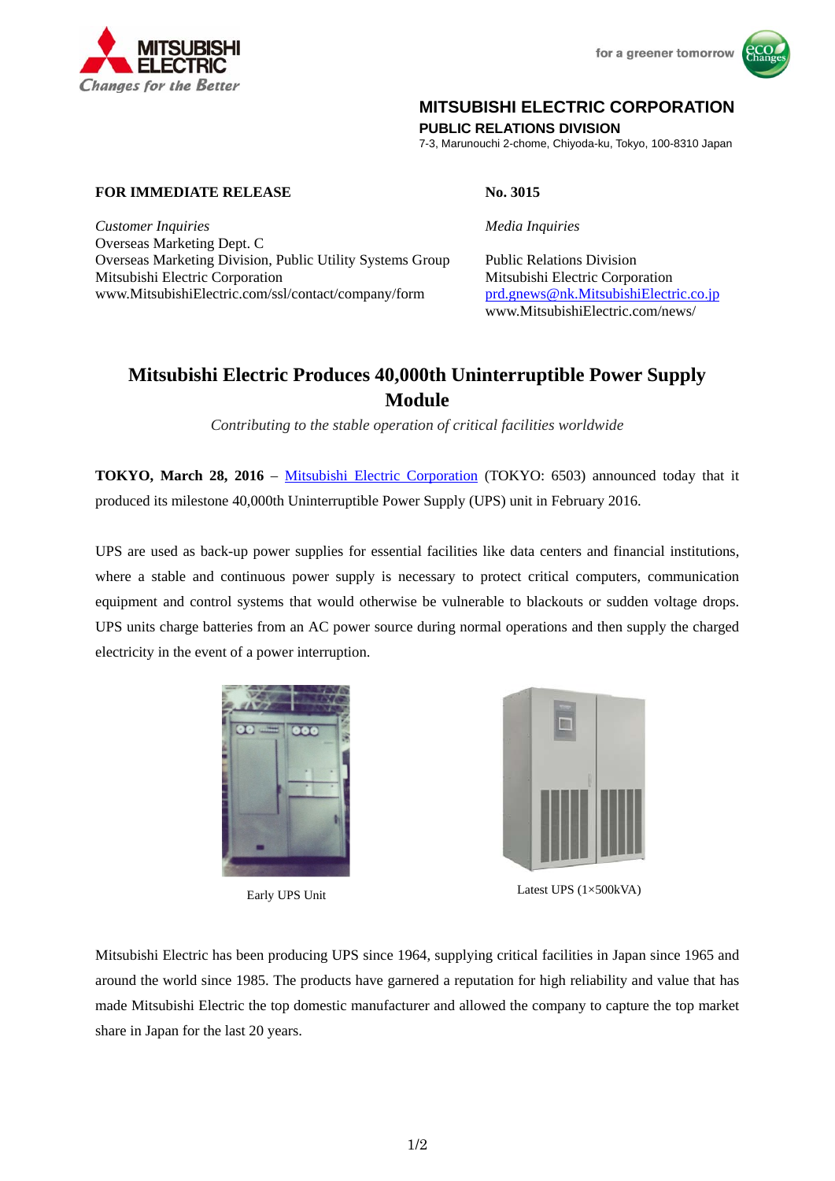MITSUBISHI ELECTRIC
*Changes for the Better*

for a greener tomorrow

**MITSUBISHI ELECTRIC CORPORATION**
**PUBLIC RELATIONS DIVISION**
7-3, Marunouchi 2-chome, Chiyoda-ku, Tokyo, 100-8310 Japan

**FOR IMMEDIATE RELEASE**

**No. 3015**

*Customer Inquiries*
Overseas Marketing Dept. C
Overseas Marketing Division, Public Utility Systems Group
Mitsubishi Electric Corporation
www.MitsubishiElectric.com/ssl/contact/company/form

*Media Inquiries*
Public Relations Division
Mitsubishi Electric Corporation
prd.gnews@nk.MitsubishiElectric.co.jp
www.MitsubishiElectric.com/news/

# Mitsubishi Electric Produces 40,000th Uninterruptible Power Supply Module

*Contributing to the stable operation of critical facilities worldwide*

**TOKYO, March 28, 2016** – Mitsubishi Electric Corporation (TOKYO: 6503) announced today that it produced its milestone 40,000th Uninterruptible Power Supply (UPS) unit in February 2016.

UPS are used as back-up power supplies for essential facilities like data centers and financial institutions, where a stable and continuous power supply is necessary to protect critical computers, communication equipment and control systems that would otherwise be vulnerable to blackouts or sudden voltage drops. UPS units charge batteries from an AC power source during normal operations and then supply the charged electricity in the event of a power interruption.

Early UPS Unit

Latest UPS (1×500kVA)

Mitsubishi Electric has been producing UPS since 1964, supplying critical facilities in Japan since 1965 and around the world since 1985. The products have garnered a reputation for high reliability and value that has made Mitsubishi Electric the top domestic manufacturer and allowed the company to capture the top market share in Japan for the last 20 years.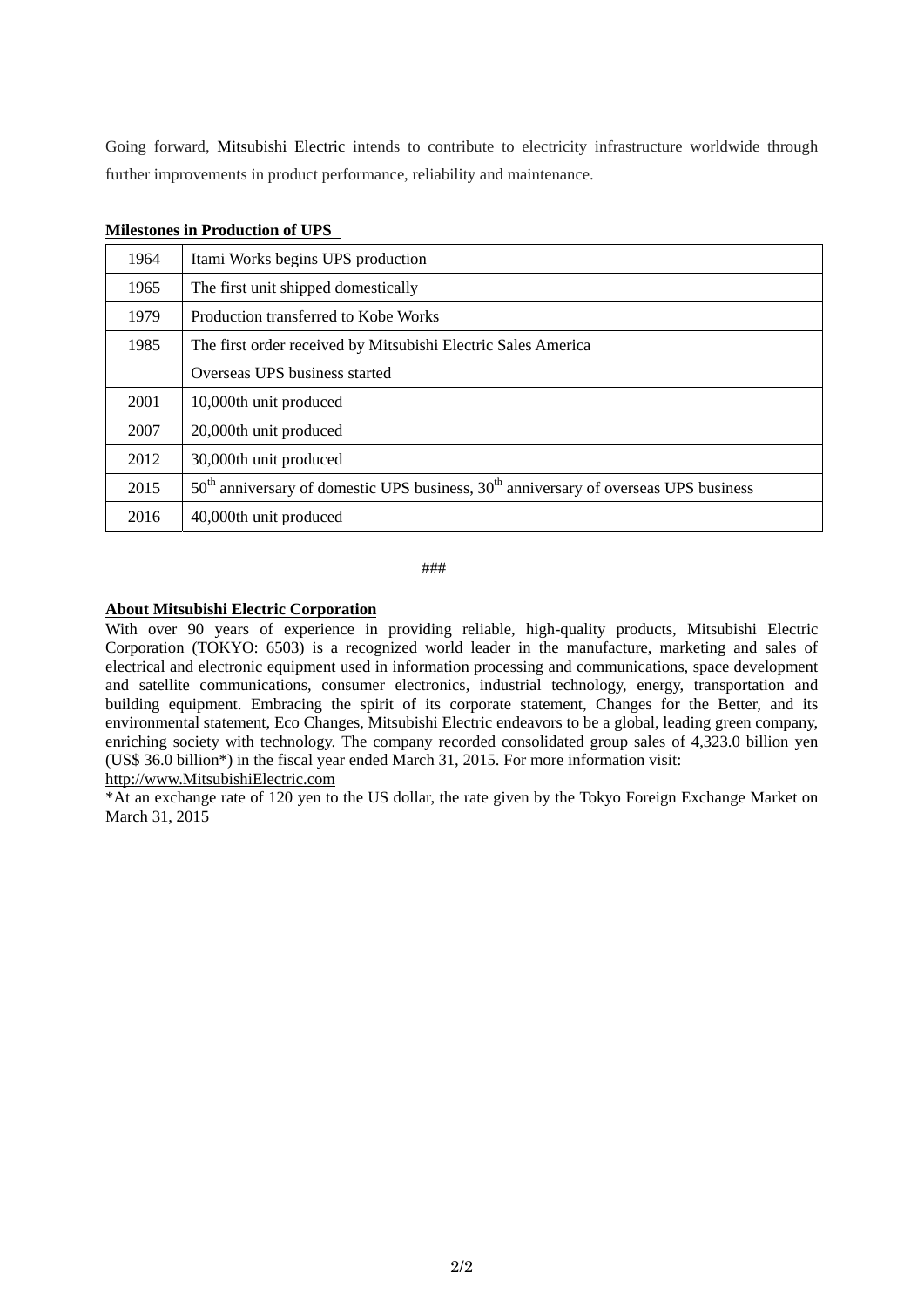Going forward, Mitsubishi Electric intends to contribute to electricity infrastructure worldwide through further improvements in product performance, reliability and maintenance.

**Milestones in Production of UPS**

| | |
|---|---|
| 1964 | Itami Works begins UPS production |
| 1965 | The first unit shipped domestically |
| 1979 | Production transferred to Kobe Works |
| 1985 | The first order received by Mitsubishi Electric Sales America<br>Overseas UPS business started |
| 2001 | 10,000th unit produced |
| 2007 | 20,000th unit produced |
| 2012 | 30,000th unit produced |
| 2015 | 50th anniversary of domestic UPS business, 30th anniversary of overseas UPS business |
| 2016 | 40,000th unit produced |

###

**About Mitsubishi Electric Corporation**

With over 90 years of experience in providing reliable, high-quality products, Mitsubishi Electric Corporation (TOKYO: 6503) is a recognized world leader in the manufacture, marketing and sales of electrical and electronic equipment used in information processing and communications, space development and satellite communications, consumer electronics, industrial technology, energy, transportation and building equipment. Embracing the spirit of its corporate statement, Changes for the Better, and its environmental statement, Eco Changes, Mitsubishi Electric endeavors to be a global, leading green company, enriching society with technology. The company recorded consolidated group sales of 4,323.0 billion yen (US$ 36.0 billion*) in the fiscal year ended March 31, 2015. For more information visit:
http://www.MitsubishiElectric.com

*At an exchange rate of 120 yen to the US dollar, the rate given by the Tokyo Foreign Exchange Market on March 31, 2015